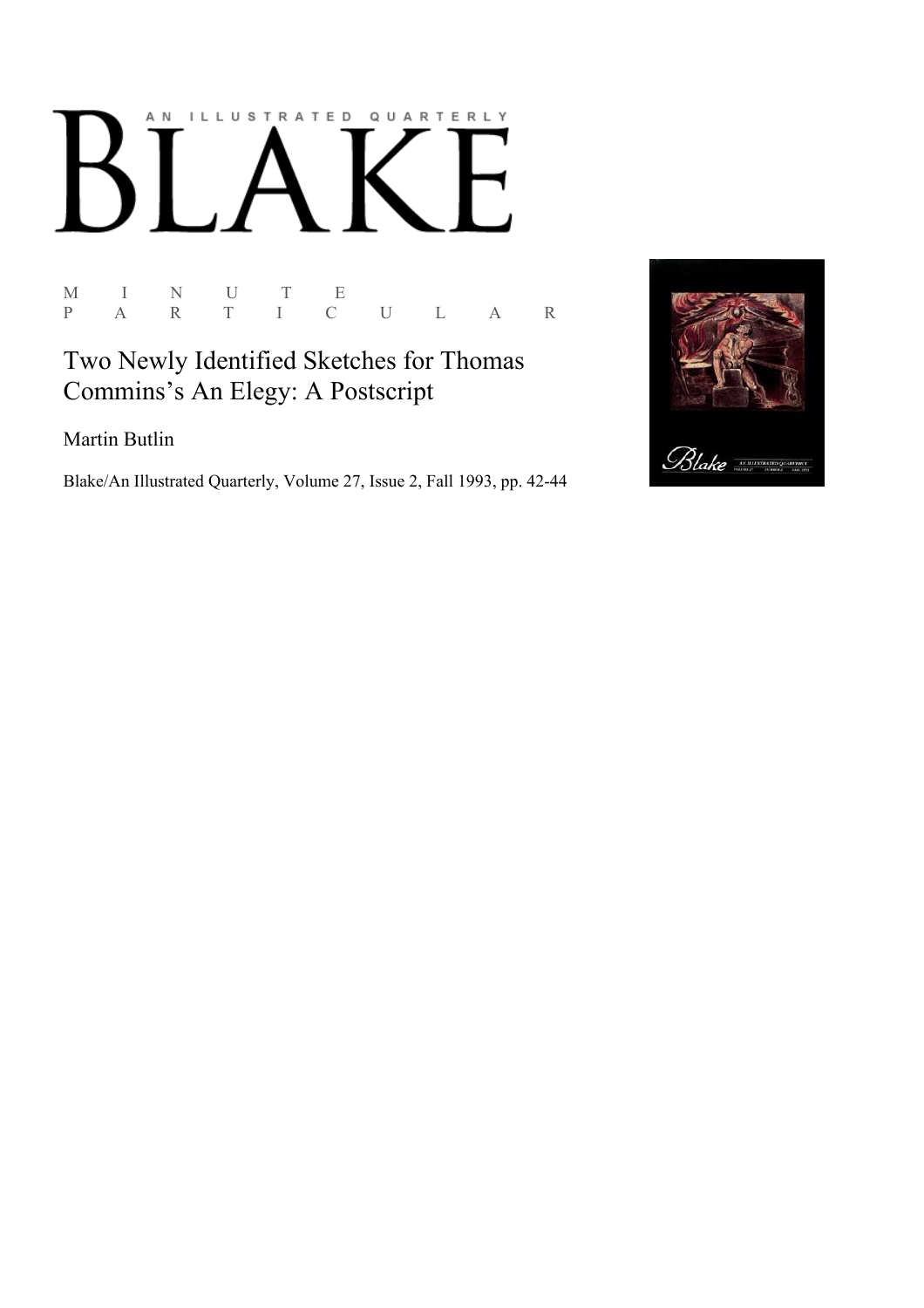# BLAKE

AN ILLUSTRATED QUARTERLY

M I N U T E
P A R T I C U L A R

## Two Newly Identified Sketches for Thomas Commins's An Elegy: A Postscript

Martin Butlin

Blake/An Illustrated Quarterly, Volume 27, Issue 2, Fall 1993, pp. 42-44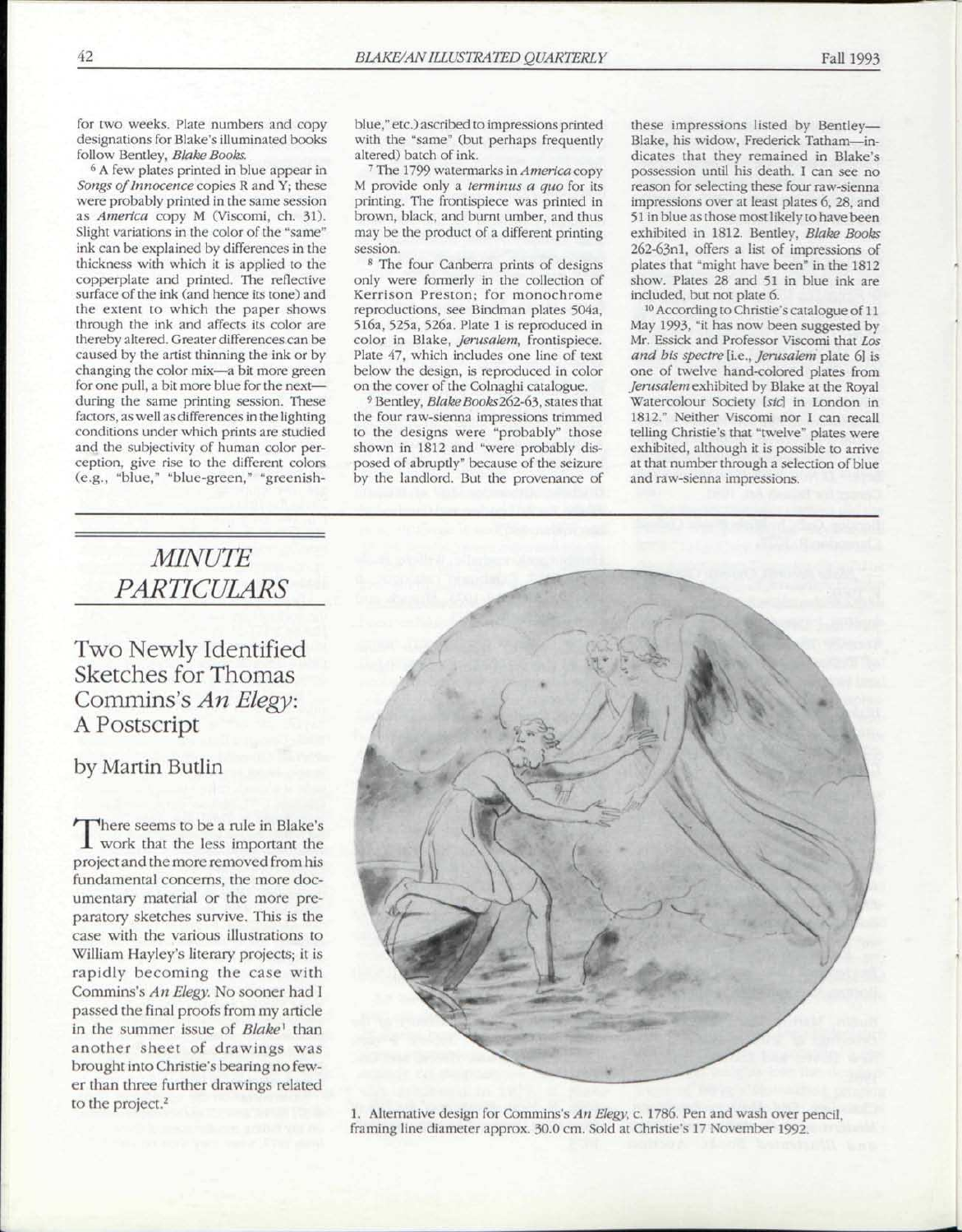for two weeks. Plate numbers and copy designations for Blake's illuminated books follow Bentley, *Blake Books*.

[6] A few plates printed in blue appear in *Songs of Innocence* copies R and Y; these were probably printed in the same session as *America* copy M (Viscomi, ch. 31). Slight variations in the color of the "same" ink can be explained by differences in the thickness with which it is applied to the copperplate and printed. The reflective surface of the ink (and hence its tone) and the extent to which the paper shows through the ink and affects its color are thereby altered. Greater differences can be caused by the artist thinning the ink or by changing the color mix—a bit more green for one pull, a bit more blue for the next—during the same printing session. These factors, as well as differences in the lighting conditions under which prints are studied and the subjectivity of human color perception, give rise to the different colors (e.g., "blue," "blue-green," "greenish-blue," etc.) ascribed to impressions printed with the "same" (but perhaps frequently altered) batch of ink.

[7] The 1799 watermarks in *America* copy M provide only a *terminus a quo* for its printing. The frontispiece was printed in brown, black, and burnt umber, and thus may be the product of a different printing session.

[8] The four Canberra prints of designs only were formerly in the collection of Kerrison Preston; for monochrome reproductions, see Bindman plates 504a, 516a, 525a, 526a. Plate 1 is reproduced in color in Blake, *Jerusalem*, frontispiece. Plate 47, which includes one line of text below the design, is reproduced in color on the cover of the Colnaghi catalogue.

[9] Bentley, *Blake Books* 262-63, states that the four raw-sienna impressions trimmed to the designs were "probably" those shown in 1812 and "were probably disposed of abruptly" because of the seizure by the landlord. But the provenance of these impressions listed by Bentley—Blake, his widow, Frederick Tatham—indicates that they remained in Blake's possession until his death. I can see no reason for selecting these four raw-sienna impressions over at least plates 6, 28, and 51 in blue as those most likely to have been exhibited in 1812. Bentley, *Blake Books* 262-63n1, offers a list of impressions of plates that "might have been" in the 1812 show. Plates 28 and 51 in blue ink are included, but not plate 6.

[10] According to Christie's catalogue of 11 May 1993, "it has now been suggested by Mr. Essick and Professor Viscomi that *Los and his spectre* [i.e., *Jerusalem* plate 6] is one of twelve hand-colored plates from *Jerusalem* exhibited by Blake at the Royal Watercolour Society [*sic*] in London in 1812." Neither Viscomi nor I can recall telling Christie's that "twelve" plates were exhibited, although it is possible to arrive at that number through a selection of blue and raw-sienna impressions.

## *MINUTE PARTICULARS*

# Two Newly Identified Sketches for Thomas Commins's *An Elegy*: A Postscript

### by Martin Butlin

There seems to be a rule in Blake's work that the less important the project and the more removed from his fundamental concerns, the more documentary material or the more preparatory sketches survive. This is the case with the various illustrations to William Hayley's literary projects; it is rapidly becoming the case with Commins's *An Elegy*. No sooner had I passed the final proofs from my article in the summer issue of *Blake*[1] than another sheet of drawings was brought into Christie's bearing no fewer than three further drawings related to the project.[2]

1. Alternative design for Commins's *An Elegy*, c. 1786. Pen and wash over pencil, framing line diameter approx. 30.0 cm. Sold at Christie's 17 November 1992.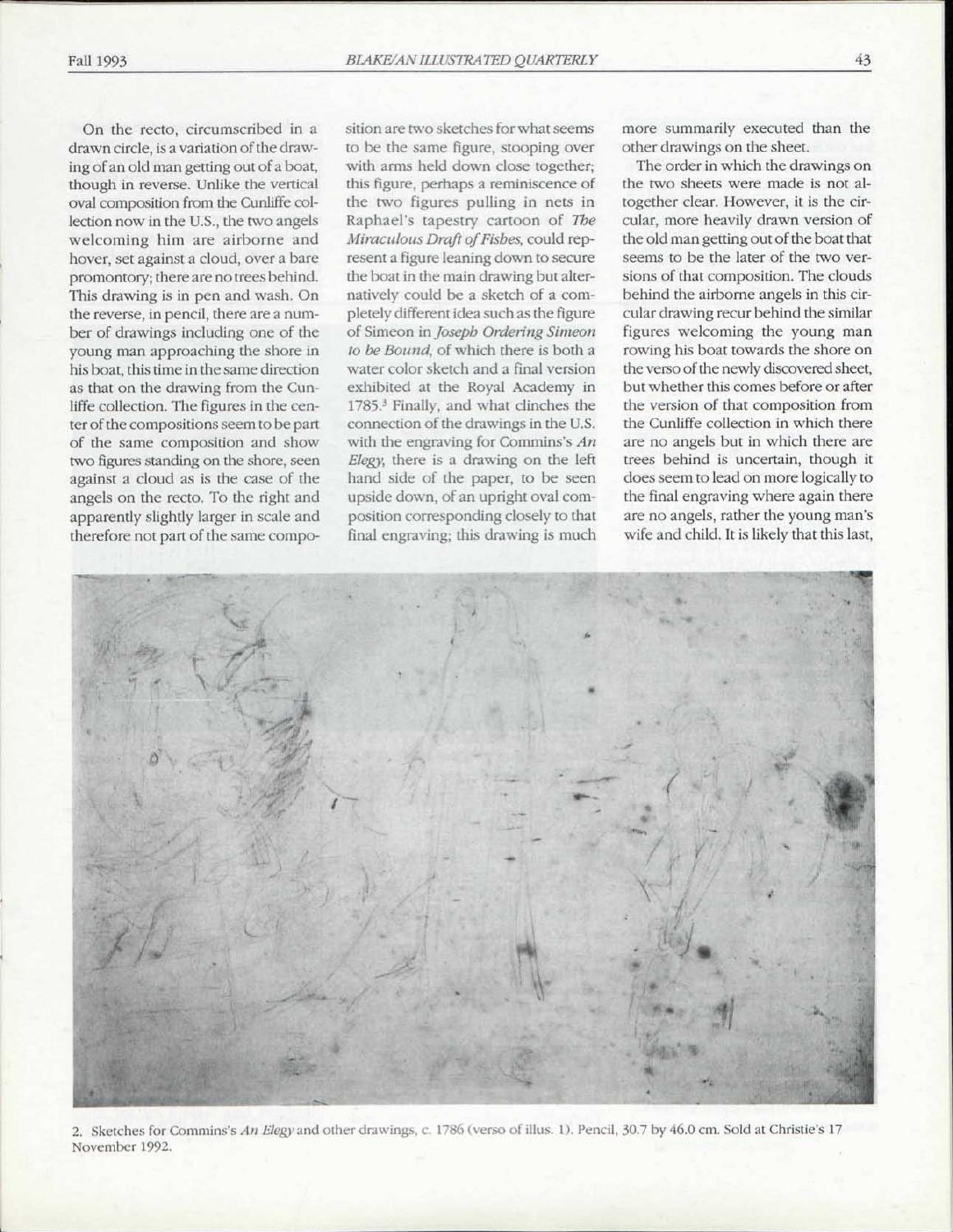On the recto, circumscribed in a drawn circle, is a variation of the drawing of an old man getting out of a boat, though in reverse. Unlike the vertical oval composition from the Cunliffe collection now in the U.S., the two angels welcoming him are airborne and hover, set against a cloud, over a bare promontory; there are no trees behind. This drawing is in pen and wash. On the reverse, in pencil, there are a number of drawings including one of the young man approaching the shore in his boat, this time in the same direction as that on the drawing from the Cunliffe collection. The figures in the center of the compositions seem to be part of the same composition and show two figures standing on the shore, seen against a cloud as is the case of the angels on the recto. To the right and apparently slightly larger in scale and therefore not part of the same composition are two sketches for what seems to be the same figure, stooping over with arms held down close together; this figure, perhaps a reminiscence of the two figures pulling in nets in Raphael's tapestry cartoon of *The Miraculous Draft of Fishes*, could represent a figure leaning down to secure the boat in the main drawing but alternatively could be a sketch of a completely different idea such as the figure of Simeon in *Joseph Ordering Simeon to be Bound*, of which there is both a water color sketch and a final version exhibited at the Royal Academy in 1785.[3] Finally, and what clinches the connection of the drawings in the U.S. with the engraving for Commins's *An Elegy*, there is a drawing on the left hand side of the paper, to be seen upside down, of an upright oval composition corresponding closely to that final engraving; this drawing is much more summarily executed than the other drawings on the sheet.

The order in which the drawings on the two sheets were made is not altogether clear. However, it is the circular, more heavily drawn version of the old man getting out of the boat that seems to be the later of the two versions of that composition. The clouds behind the airborne angels in this circular drawing recur behind the similar figures welcoming the young man rowing his boat towards the shore on the verso of the newly discovered sheet, but whether this comes before or after the version of that composition from the Cunliffe collection in which there are no angels but in which there are trees behind is uncertain, though it does seem to lead on more logically to the final engraving where again there are no angels, rather the young man's wife and child. It is likely that this last,

2. Sketches for Commins's *An Elegy* and other drawings, c. 1786 (verso of illus. 1). Pencil, 30.7 by 46.0 cm. Sold at Christie's 17 November 1992.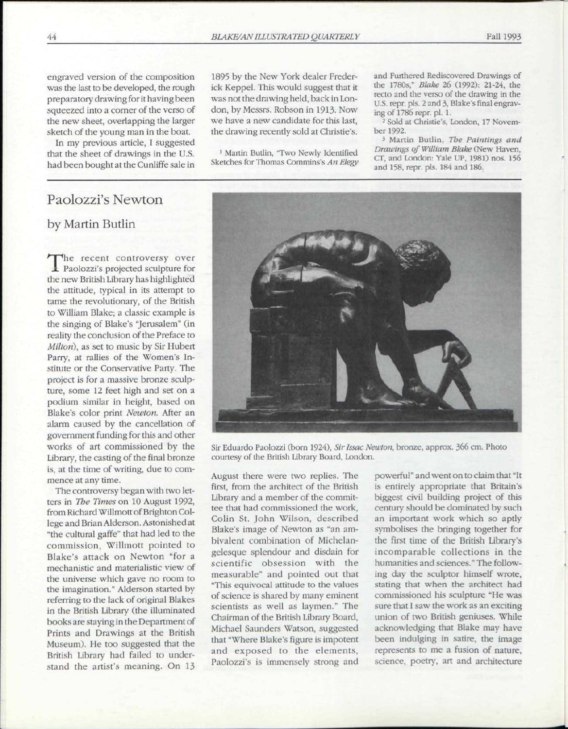engraved version of the composition was the last to be developed, the rough preparatory drawing for it having been squeezed into a corner of the verso of the new sheet, overlapping the larger sketch of the young man in the boat.

In my previous article, I suggested that the sheet of drawings in the U.S. had been bought at the Cunliffe sale in 1895 by the New York dealer Frederick Keppel. This would suggest that it was not the drawing held, back in London, by Messrs. Robson in 1913. Now we have a new candidate for this last, the drawing recently sold at Christie's.

[1] Martin Butlin, "Two Newly Identified Sketches for Thomas Commins's *An Elegy* and Furthered Rediscovered Drawings of the 1780s," *Blake* 26 (1992): 21-24, the recto and the verso of the drawing in the U.S. repr. pls. 2 and 3, Blake's final engraving of 1786 repr. pl. 1.

[2] Sold at Christie's, London, 17 November 1992.

[3] Martin Butlin, *The Paintings and Drawings of William Blake* (New Haven, CT, and London: Yale UP, 1981) nos. 156 and 158, repr. pls. 184 and 186.

## Paolozzi's Newton

### by Martin Butlin

The recent controversy over Paolozzi's projected sculpture for the new British Library has highlighted the attitude, typical in its attempt to tame the revolutionary, of the British to William Blake; a classic example is the singing of Blake's "Jerusalem" (in reality the conclusion of the Preface to *Milton*), as set to music by Sir Hubert Parry, at rallies of the Women's Institute or the Conservative Party. The project is for a massive bronze sculpture, some 12 feet high and set on a podium similar in height, based on Blake's color print *Newton*. After an alarm caused by the cancellation of government funding for this and other works of art commissioned by the Library, the casting of the final bronze is, at the time of writing, due to commence at any time.

Sir Eduardo Paolozzi (born 1924), *Sir Issac Newton*, bronze, approx. 366 cm. Photo courtesy of the British Library Board, London.

The controversy began with two letters in *The Times* on 10 August 1992, from Richard Willmott of Brighton College and Brian Alderson. Astonished at "the cultural gaffe" that had led to the commission, Willmott pointed to Blake's attack on Newton "for a mechanistic and materialistic view of the universe which gave no room to the imagination." Alderson started by referring to the lack of original Blakes in the British Library (the illuminated books are staying in the Department of Prints and Drawings at the British Museum). He too suggested that the British Library had failed to understand the artist's meaning. On 13 August there were two replies. The first, from the architect of the British Library and a member of the committee that had commissioned the work, Colin St. John Wilson, described Blake's image of Newton as "an ambivalent combination of Michelangelesque splendour and disdain for scientific obsession with the measurable" and pointed out that "This equivocal attitude to the values of science is shared by many eminent scientists as well as laymen." The Chairman of the British Library Board, Michael Saunders Watson, suggested that "Where Blake's figure is impotent and exposed to the elements, Paolozzi's is immensely strong and powerful" and went on to claim that "It is entirely appropriate that Britain's biggest civil building project of this century should be dominated by such an important work which so aptly symbolises the bringing together for the first time of the British Library's incomparable collections in the humanities and sciences." The following day the sculptor himself wrote, stating that when the architect had commissioned his sculpture "He was sure that I saw the work as an exciting union of two British geniuses. While acknowledging that Blake may have been indulging in satire, the image represents to me a fusion of nature, science, poetry, art and architecture